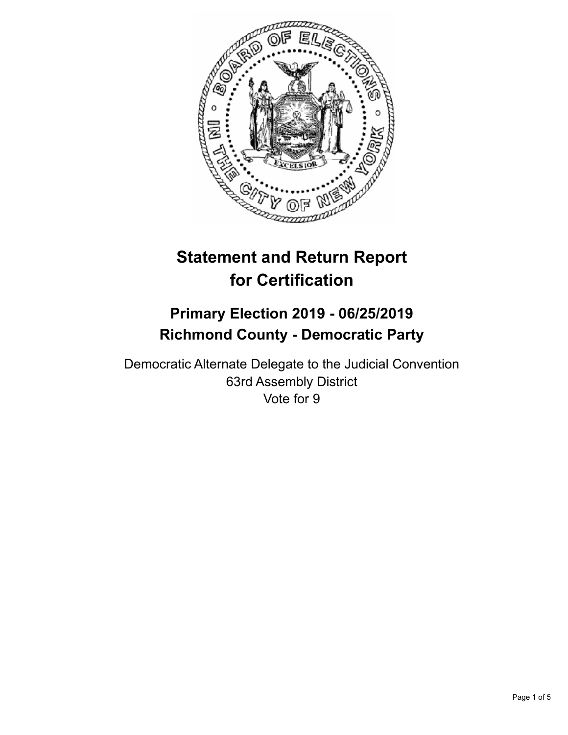# Statement and Return Report for Certification

## Primary Election 2019 - 06/25/2019
## Richmond County - Democratic Party

Democratic Alternate Delegate to the Judicial Convention
63rd Assembly District
Vote for 9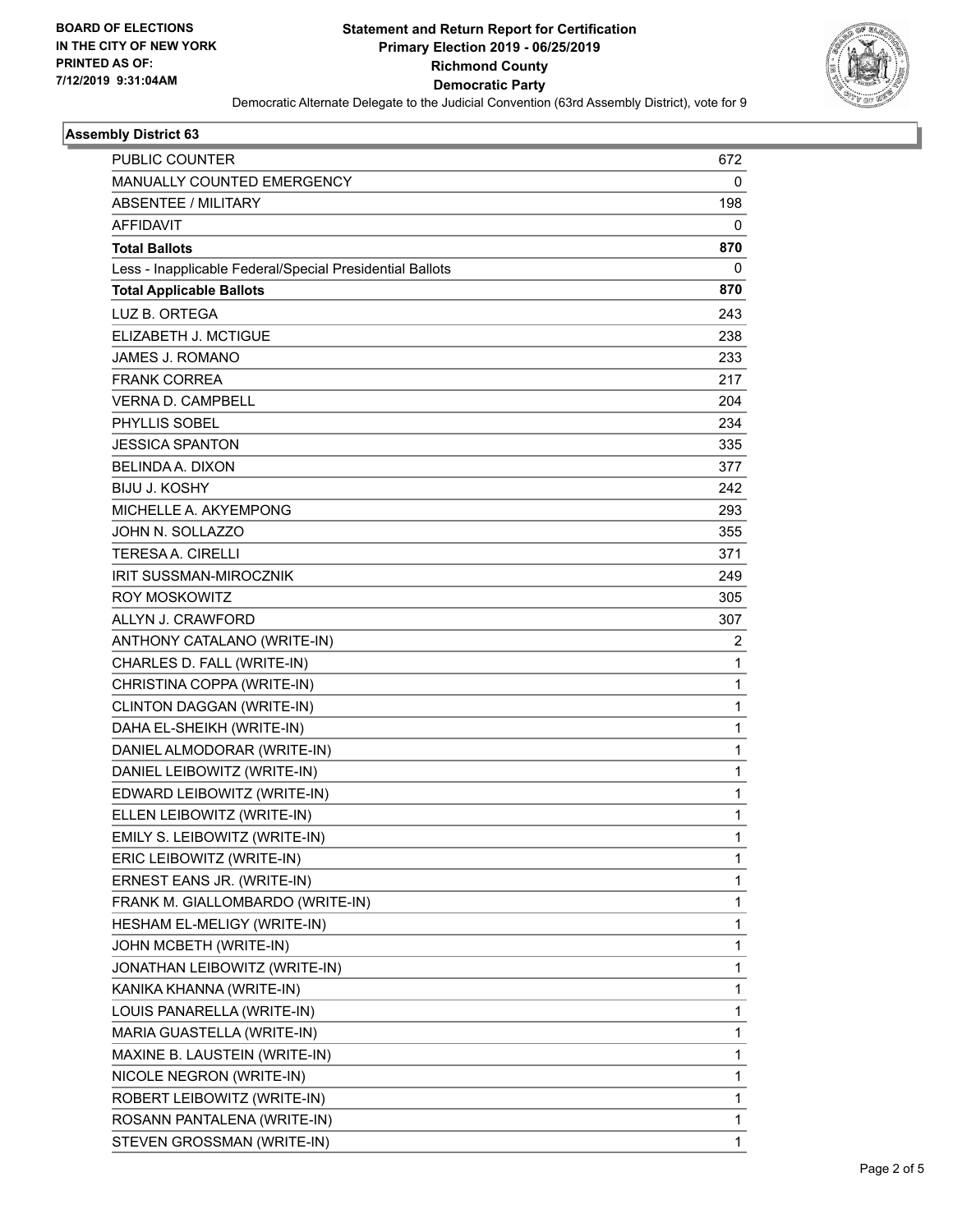BOARD OF ELECTIONS
IN THE CITY OF NEW YORK
PRINTED AS OF:
7/12/2019 9:31:04AM

# Statement and Return Report for Certification
## Primary Election 2019 - 06/25/2019
## Richmond County
## Democratic Party

Democratic Alternate Delegate to the Judicial Convention (63rd Assembly District), vote for 9

### Assembly District 63

| | |
|---|---|
| PUBLIC COUNTER | 672 |
| MANUALLY COUNTED EMERGENCY | 0 |
| ABSENTEE / MILITARY | 198 |
| AFFIDAVIT | 0 |
| **Total Ballots** | **870** |
| Less - Inapplicable Federal/Special Presidential Ballots | 0 |
| **Total Applicable Ballots** | **870** |
| LUZ B. ORTEGA | 243 |
| ELIZABETH J. MCTIGUE | 238 |
| JAMES J. ROMANO | 233 |
| FRANK CORREA | 217 |
| VERNA D. CAMPBELL | 204 |
| PHYLLIS SOBEL | 234 |
| JESSICA SPANTON | 335 |
| BELINDA A. DIXON | 377 |
| BIJU J. KOSHY | 242 |
| MICHELLE A. AKYEMPONG | 293 |
| JOHN N. SOLLAZZO | 355 |
| TERESA A. CIRELLI | 371 |
| IRIT SUSSMAN-MIROCZNIK | 249 |
| ROY MOSKOWITZ | 305 |
| ALLYN J. CRAWFORD | 307 |
| ANTHONY CATALANO (WRITE-IN) | 2 |
| CHARLES D. FALL (WRITE-IN) | 1 |
| CHRISTINA COPPA (WRITE-IN) | 1 |
| CLINTON DAGGAN (WRITE-IN) | 1 |
| DAHA EL-SHEIKH (WRITE-IN) | 1 |
| DANIEL ALMODORAR (WRITE-IN) | 1 |
| DANIEL LEIBOWITZ (WRITE-IN) | 1 |
| EDWARD LEIBOWITZ (WRITE-IN) | 1 |
| ELLEN LEIBOWITZ (WRITE-IN) | 1 |
| EMILY S. LEIBOWITZ (WRITE-IN) | 1 |
| ERIC LEIBOWITZ (WRITE-IN) | 1 |
| ERNEST EANS JR. (WRITE-IN) | 1 |
| FRANK M. GIALLOMBARDO (WRITE-IN) | 1 |
| HESHAM EL-MELIGY (WRITE-IN) | 1 |
| JOHN MCBETH (WRITE-IN) | 1 |
| JONATHAN LEIBOWITZ (WRITE-IN) | 1 |
| KANIKA KHANNA (WRITE-IN) | 1 |
| LOUIS PANARELLA (WRITE-IN) | 1 |
| MARIA GUASTELLA (WRITE-IN) | 1 |
| MAXINE B. LAUSTEIN (WRITE-IN) | 1 |
| NICOLE NEGRON (WRITE-IN) | 1 |
| ROBERT LEIBOWITZ (WRITE-IN) | 1 |
| ROSANN PANTALENA (WRITE-IN) | 1 |
| STEVEN GROSSMAN (WRITE-IN) | 1 |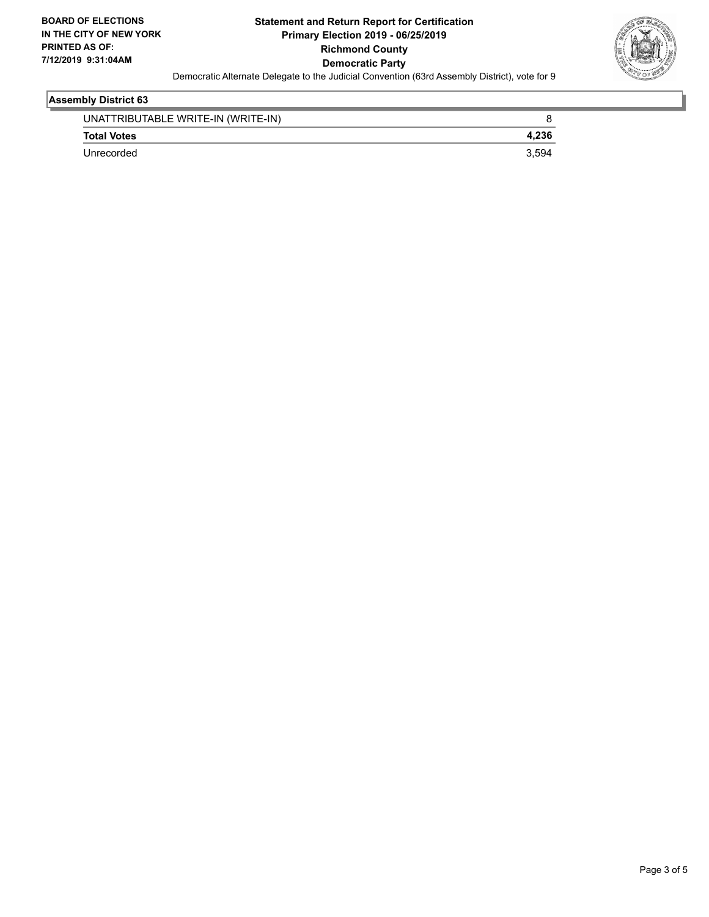**BOARD OF ELECTIONS IN THE CITY OF NEW YORK PRINTED AS OF: 7/12/2019 9:31:04AM**

**Statement and Return Report for Certification**
**Primary Election 2019 - 06/25/2019**
**Richmond County**
**Democratic Party**

Democratic Alternate Delegate to the Judicial Convention (63rd Assembly District), vote for 9

### Assembly District 63

| | |
|---|---|
| UNATTRIBUTABLE WRITE-IN (WRITE-IN) | 8 |
| **Total Votes** | **4,236** |
| Unrecorded | 3,594 |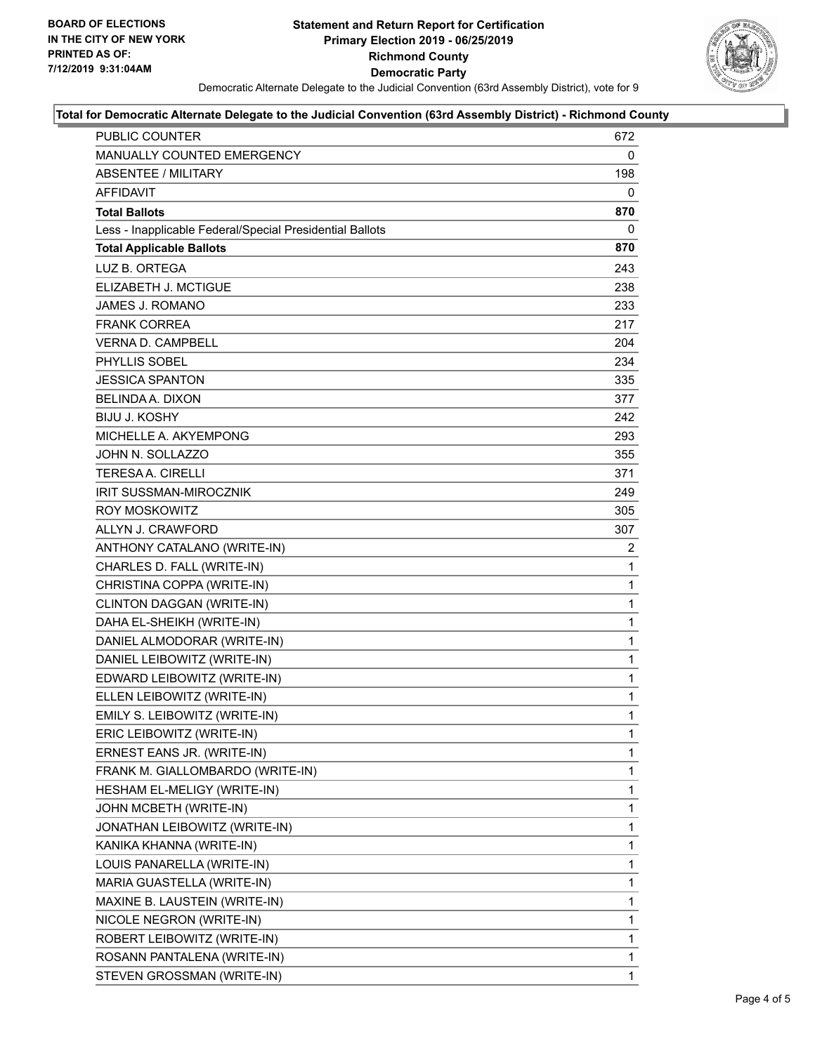**BOARD OF ELECTIONS IN THE CITY OF NEW YORK PRINTED AS OF: 7/12/2019 9:31:04AM**

# Statement and Return Report for Certification
## Primary Election 2019 - 06/25/2019
## Richmond County
## Democratic Party

Democratic Alternate Delegate to the Judicial Convention (63rd Assembly District), vote for 9

### Total for Democratic Alternate Delegate to the Judicial Convention (63rd Assembly District) - Richmond County

| | |
|---|---|
| PUBLIC COUNTER | 672 |
| MANUALLY COUNTED EMERGENCY | 0 |
| ABSENTEE / MILITARY | 198 |
| AFFIDAVIT | 0 |
| **Total Ballots** | **870** |
| Less - Inapplicable Federal/Special Presidential Ballots | 0 |
| **Total Applicable Ballots** | **870** |
| LUZ B. ORTEGA | 243 |
| ELIZABETH J. MCTIGUE | 238 |
| JAMES J. ROMANO | 233 |
| FRANK CORREA | 217 |
| VERNA D. CAMPBELL | 204 |
| PHYLLIS SOBEL | 234 |
| JESSICA SPANTON | 335 |
| BELINDA A. DIXON | 377 |
| BIJU J. KOSHY | 242 |
| MICHELLE A. AKYEMPONG | 293 |
| JOHN N. SOLLAZZO | 355 |
| TERESA A. CIRELLI | 371 |
| IRIT SUSSMAN-MIROCZNIK | 249 |
| ROY MOSKOWITZ | 305 |
| ALLYN J. CRAWFORD | 307 |
| ANTHONY CATALANO (WRITE-IN) | 2 |
| CHARLES D. FALL (WRITE-IN) | 1 |
| CHRISTINA COPPA (WRITE-IN) | 1 |
| CLINTON DAGGAN (WRITE-IN) | 1 |
| DAHA EL-SHEIKH (WRITE-IN) | 1 |
| DANIEL ALMODORAR (WRITE-IN) | 1 |
| DANIEL LEIBOWITZ (WRITE-IN) | 1 |
| EDWARD LEIBOWITZ (WRITE-IN) | 1 |
| ELLEN LEIBOWITZ (WRITE-IN) | 1 |
| EMILY S. LEIBOWITZ (WRITE-IN) | 1 |
| ERIC LEIBOWITZ (WRITE-IN) | 1 |
| ERNEST EANS JR. (WRITE-IN) | 1 |
| FRANK M. GIALLOMBARDO (WRITE-IN) | 1 |
| HESHAM EL-MELIGY (WRITE-IN) | 1 |
| JOHN MCBETH (WRITE-IN) | 1 |
| JONATHAN LEIBOWITZ (WRITE-IN) | 1 |
| KANIKA KHANNA (WRITE-IN) | 1 |
| LOUIS PANARELLA (WRITE-IN) | 1 |
| MARIA GUASTELLA (WRITE-IN) | 1 |
| MAXINE B. LAUSTEIN (WRITE-IN) | 1 |
| NICOLE NEGRON (WRITE-IN) | 1 |
| ROBERT LEIBOWITZ (WRITE-IN) | 1 |
| ROSANN PANTALENA (WRITE-IN) | 1 |
| STEVEN GROSSMAN (WRITE-IN) | 1 |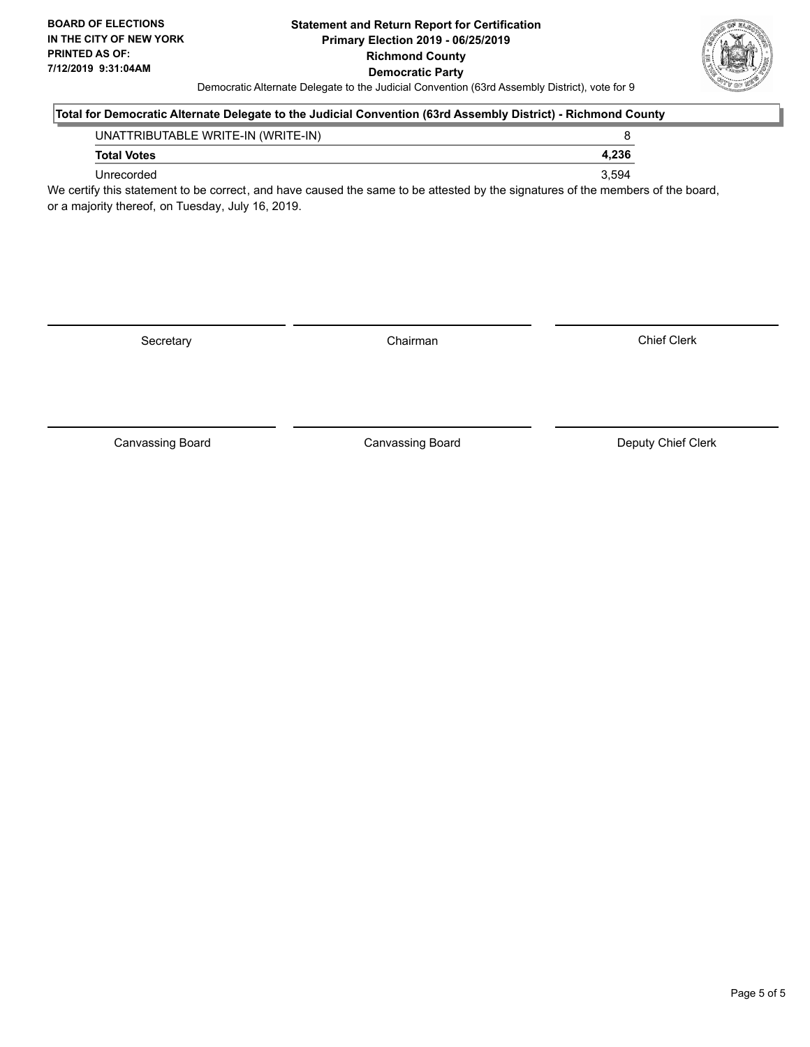**BOARD OF ELECTIONS IN THE CITY OF NEW YORK**
**PRINTED AS OF:**
**7/12/2019 9:31:04AM**

**Statement and Return Report for Certification**
**Primary Election 2019 - 06/25/2019**
**Richmond County**
**Democratic Party**

Democratic Alternate Delegate to the Judicial Convention (63rd Assembly District), vote for 9

**Total for Democratic Alternate Delegate to the Judicial Convention (63rd Assembly District) - Richmond County**

| | |
|---|---|
| UNATTRIBUTABLE WRITE-IN (WRITE-IN) | 8 |
| **Total Votes** | **4,236** |
| Unrecorded | 3,594 |

We certify this statement to be correct, and have caused the same to be attested by the signatures of the members of the board, or a majority thereof, on Tuesday, July 16, 2019.

Secretary

Chairman

Chief Clerk

Canvassing Board

Canvassing Board

Deputy Chief Clerk